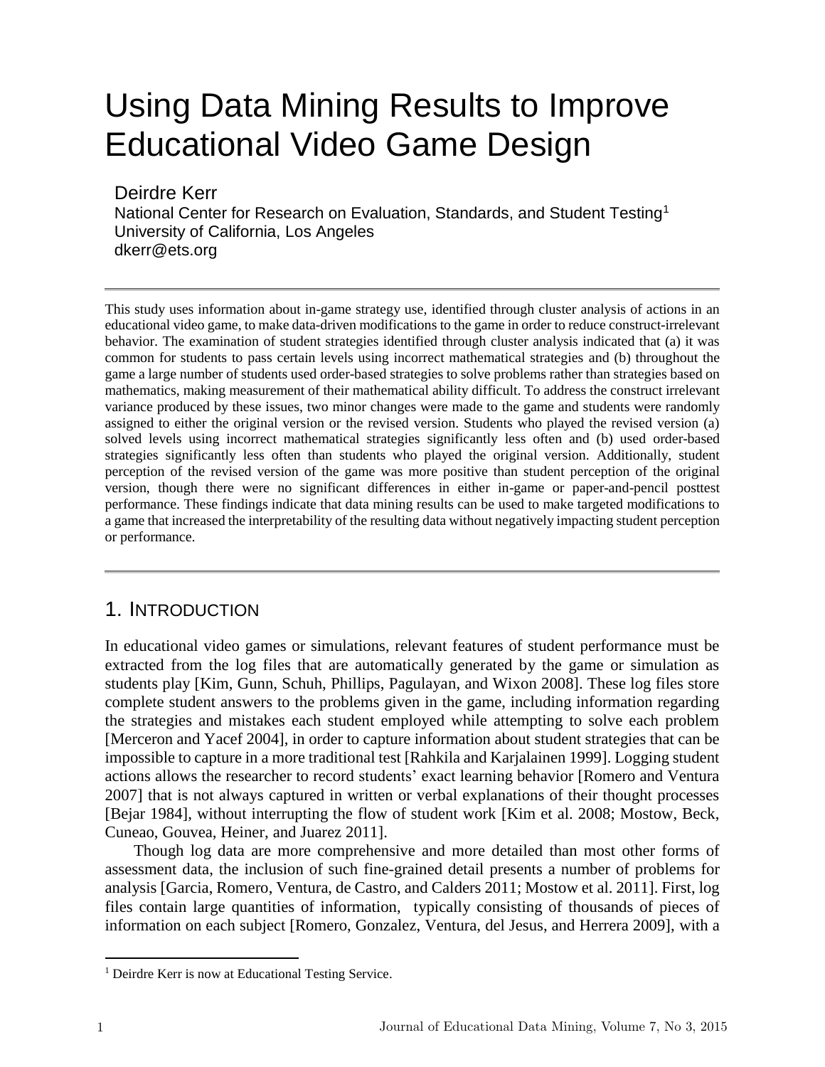# Using Data Mining Results to Improve Educational Video Game Design

Deirdre Kerr
National Center for Research on Evaluation, Standards, and Student Testing[1]
University of California, Los Angeles
dkerr@ets.org

---

This study uses information about in-game strategy use, identified through cluster analysis of actions in an educational video game, to make data-driven modifications to the game in order to reduce construct-irrelevant behavior. The examination of student strategies identified through cluster analysis indicated that (a) it was common for students to pass certain levels using incorrect mathematical strategies and (b) throughout the game a large number of students used order-based strategies to solve problems rather than strategies based on mathematics, making measurement of their mathematical ability difficult. To address the construct irrelevant variance produced by these issues, two minor changes were made to the game and students were randomly assigned to either the original version or the revised version. Students who played the revised version (a) solved levels using incorrect mathematical strategies significantly less often and (b) used order-based strategies significantly less often than students who played the original version. Additionally, student perception of the revised version of the game was more positive than student perception of the original version, though there were no significant differences in either in-game or paper-and-pencil posttest performance. These findings indicate that data mining results can be used to make targeted modifications to a game that increased the interpretability of the resulting data without negatively impacting student perception or performance.

---

## 1. INTRODUCTION

In educational video games or simulations, relevant features of student performance must be extracted from the log files that are automatically generated by the game or simulation as students play [Kim, Gunn, Schuh, Phillips, Pagulayan, and Wixon 2008]. These log files store complete student answers to the problems given in the game, including information regarding the strategies and mistakes each student employed while attempting to solve each problem [Merceron and Yacef 2004], in order to capture information about student strategies that can be impossible to capture in a more traditional test [Rahkila and Karjalainen 1999]. Logging student actions allows the researcher to record students' exact learning behavior [Romero and Ventura 2007] that is not always captured in written or verbal explanations of their thought processes [Bejar 1984], without interrupting the flow of student work [Kim et al. 2008; Mostow, Beck, Cuneao, Gouvea, Heiner, and Juarez 2011].

Though log data are more comprehensive and more detailed than most other forms of assessment data, the inclusion of such fine-grained detail presents a number of problems for analysis [Garcia, Romero, Ventura, de Castro, and Calders 2011; Mostow et al. 2011]. First, log files contain large quantities of information, typically consisting of thousands of pieces of information on each subject [Romero, Gonzalez, Ventura, del Jesus, and Herrera 2009], with a

[1] Deirdre Kerr is now at Educational Testing Service.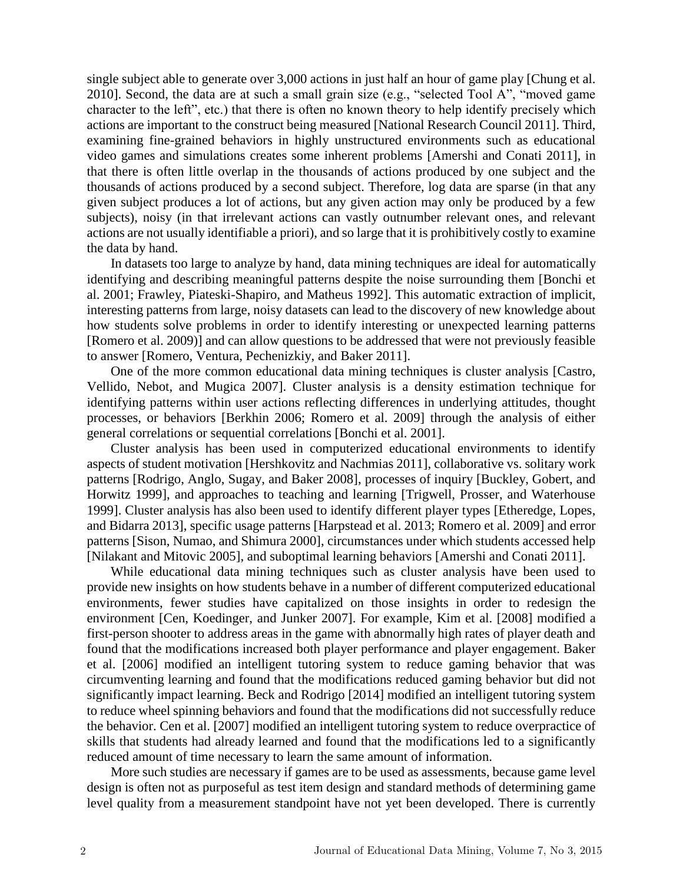single subject able to generate over 3,000 actions in just half an hour of game play [Chung et al. 2010]. Second, the data are at such a small grain size (e.g., "selected Tool A", "moved game character to the left", etc.) that there is often no known theory to help identify precisely which actions are important to the construct being measured [National Research Council 2011]. Third, examining fine-grained behaviors in highly unstructured environments such as educational video games and simulations creates some inherent problems [Amershi and Conati 2011], in that there is often little overlap in the thousands of actions produced by one subject and the thousands of actions produced by a second subject. Therefore, log data are sparse (in that any given subject produces a lot of actions, but any given action may only be produced by a few subjects), noisy (in that irrelevant actions can vastly outnumber relevant ones, and relevant actions are not usually identifiable a priori), and so large that it is prohibitively costly to examine the data by hand.

In datasets too large to analyze by hand, data mining techniques are ideal for automatically identifying and describing meaningful patterns despite the noise surrounding them [Bonchi et al. 2001; Frawley, Piateski-Shapiro, and Matheus 1992]. This automatic extraction of implicit, interesting patterns from large, noisy datasets can lead to the discovery of new knowledge about how students solve problems in order to identify interesting or unexpected learning patterns [Romero et al. 2009)] and can allow questions to be addressed that were not previously feasible to answer [Romero, Ventura, Pechenizkiy, and Baker 2011].

One of the more common educational data mining techniques is cluster analysis [Castro, Vellido, Nebot, and Mugica 2007]. Cluster analysis is a density estimation technique for identifying patterns within user actions reflecting differences in underlying attitudes, thought processes, or behaviors [Berkhin 2006; Romero et al. 2009] through the analysis of either general correlations or sequential correlations [Bonchi et al. 2001].

Cluster analysis has been used in computerized educational environments to identify aspects of student motivation [Hershkovitz and Nachmias 2011], collaborative vs. solitary work patterns [Rodrigo, Anglo, Sugay, and Baker 2008], processes of inquiry [Buckley, Gobert, and Horwitz 1999], and approaches to teaching and learning [Trigwell, Prosser, and Waterhouse 1999]. Cluster analysis has also been used to identify different player types [Etheredge, Lopes, and Bidarra 2013], specific usage patterns [Harpstead et al. 2013; Romero et al. 2009] and error patterns [Sison, Numao, and Shimura 2000], circumstances under which students accessed help [Nilakant and Mitovic 2005], and suboptimal learning behaviors [Amershi and Conati 2011].

While educational data mining techniques such as cluster analysis have been used to provide new insights on how students behave in a number of different computerized educational environments, fewer studies have capitalized on those insights in order to redesign the environment [Cen, Koedinger, and Junker 2007]. For example, Kim et al. [2008] modified a first-person shooter to address areas in the game with abnormally high rates of player death and found that the modifications increased both player performance and player engagement. Baker et al. [2006] modified an intelligent tutoring system to reduce gaming behavior that was circumventing learning and found that the modifications reduced gaming behavior but did not significantly impact learning. Beck and Rodrigo [2014] modified an intelligent tutoring system to reduce wheel spinning behaviors and found that the modifications did not successfully reduce the behavior. Cen et al. [2007] modified an intelligent tutoring system to reduce overpractice of skills that students had already learned and found that the modifications led to a significantly reduced amount of time necessary to learn the same amount of information.

More such studies are necessary if games are to be used as assessments, because game level design is often not as purposeful as test item design and standard methods of determining game level quality from a measurement standpoint have not yet been developed. There is currently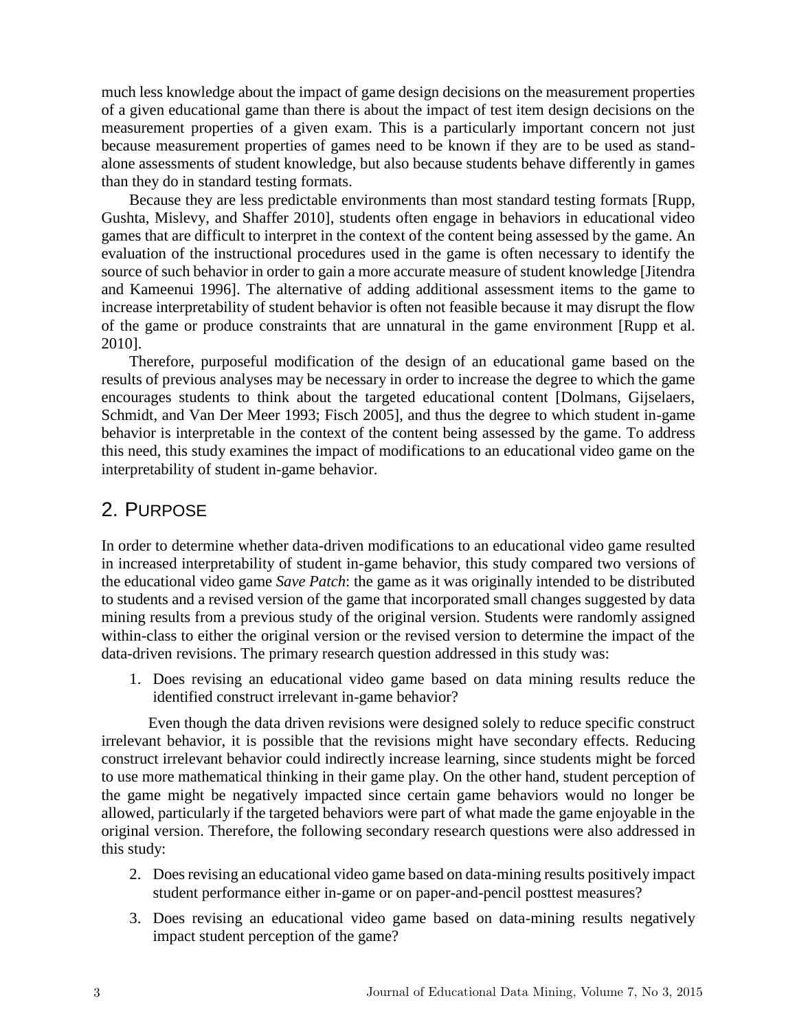much less knowledge about the impact of game design decisions on the measurement properties of a given educational game than there is about the impact of test item design decisions on the measurement properties of a given exam. This is a particularly important concern not just because measurement properties of games need to be known if they are to be used as stand-alone assessments of student knowledge, but also because students behave differently in games than they do in standard testing formats.

Because they are less predictable environments than most standard testing formats [Rupp, Gushta, Mislevy, and Shaffer 2010], students often engage in behaviors in educational video games that are difficult to interpret in the context of the content being assessed by the game. An evaluation of the instructional procedures used in the game is often necessary to identify the source of such behavior in order to gain a more accurate measure of student knowledge [Jitendra and Kameenui 1996]. The alternative of adding additional assessment items to the game to increase interpretability of student behavior is often not feasible because it may disrupt the flow of the game or produce constraints that are unnatural in the game environment [Rupp et al. 2010].

Therefore, purposeful modification of the design of an educational game based on the results of previous analyses may be necessary in order to increase the degree to which the game encourages students to think about the targeted educational content [Dolmans, Gijselaers, Schmidt, and Van Der Meer 1993; Fisch 2005], and thus the degree to which student in-game behavior is interpretable in the context of the content being assessed by the game. To address this need, this study examines the impact of modifications to an educational video game on the interpretability of student in-game behavior.

## 2. Purpose

In order to determine whether data-driven modifications to an educational video game resulted in increased interpretability of student in-game behavior, this study compared two versions of the educational video game *Save Patch*: the game as it was originally intended to be distributed to students and a revised version of the game that incorporated small changes suggested by data mining results from a previous study of the original version. Students were randomly assigned within-class to either the original version or the revised version to determine the impact of the data-driven revisions. The primary research question addressed in this study was:

1. Does revising an educational video game based on data mining results reduce the identified construct irrelevant in-game behavior?

Even though the data driven revisions were designed solely to reduce specific construct irrelevant behavior, it is possible that the revisions might have secondary effects. Reducing construct irrelevant behavior could indirectly increase learning, since students might be forced to use more mathematical thinking in their game play. On the other hand, student perception of the game might be negatively impacted since certain game behaviors would no longer be allowed, particularly if the targeted behaviors were part of what made the game enjoyable in the original version. Therefore, the following secondary research questions were also addressed in this study:

2. Does revising an educational video game based on data-mining results positively impact student performance either in-game or on paper-and-pencil posttest measures?
3. Does revising an educational video game based on data-mining results negatively impact student perception of the game?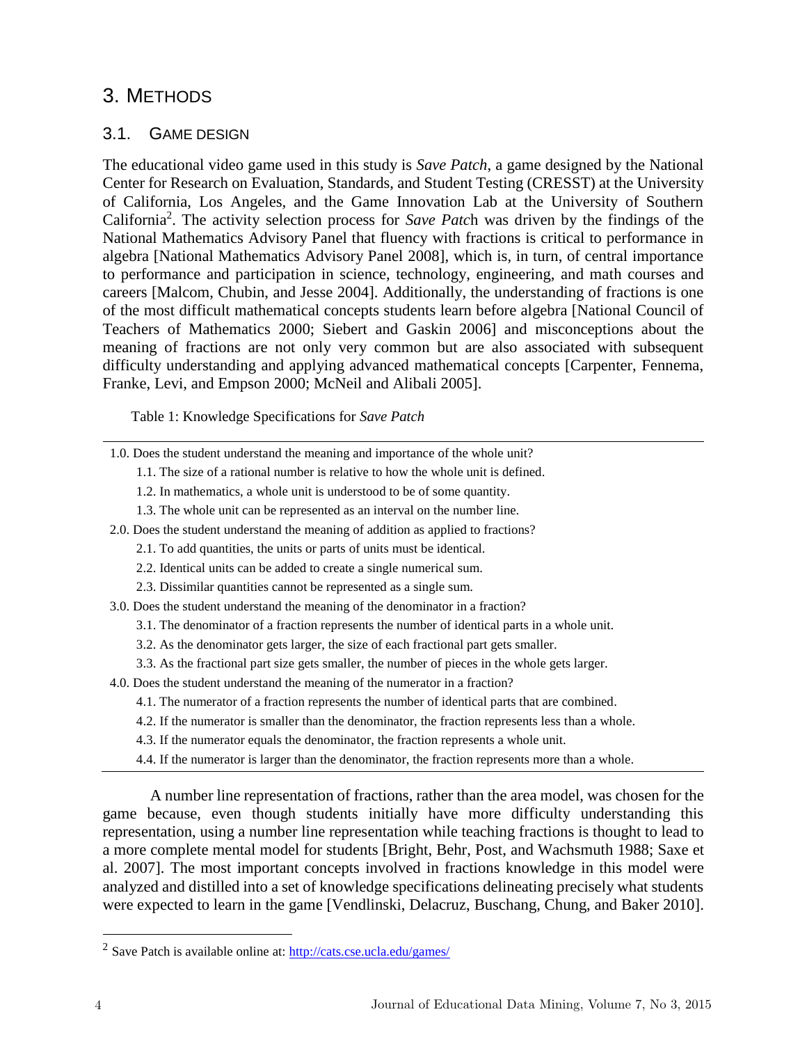# 3. METHODS

## 3.1. GAME DESIGN

The educational video game used in this study is *Save Patch*, a game designed by the National Center for Research on Evaluation, Standards, and Student Testing (CRESST) at the University of California, Los Angeles, and the Game Innovation Lab at the University of Southern California[2]. The activity selection process for *Save Patch* was driven by the findings of the National Mathematics Advisory Panel that fluency with fractions is critical to performance in algebra [National Mathematics Advisory Panel 2008], which is, in turn, of central importance to performance and participation in science, technology, engineering, and math courses and careers [Malcom, Chubin, and Jesse 2004]. Additionally, the understanding of fractions is one of the most difficult mathematical concepts students learn before algebra [National Council of Teachers of Mathematics 2000; Siebert and Gaskin 2006] and misconceptions about the meaning of fractions are not only very common but are also associated with subsequent difficulty understanding and applying advanced mathematical concepts [Carpenter, Fennema, Franke, Levi, and Empson 2000; McNeil and Alibali 2005].

Table 1: Knowledge Specifications for *Save Patch*

- 1.0. Does the student understand the meaning and importance of the whole unit?
  - 1.1. The size of a rational number is relative to how the whole unit is defined.
  - 1.2. In mathematics, a whole unit is understood to be of some quantity.
  - 1.3. The whole unit can be represented as an interval on the number line.
- 2.0. Does the student understand the meaning of addition as applied to fractions?
  - 2.1. To add quantities, the units or parts of units must be identical.
  - 2.2. Identical units can be added to create a single numerical sum.
  - 2.3. Dissimilar quantities cannot be represented as a single sum.
- 3.0. Does the student understand the meaning of the denominator in a fraction?
  - 3.1. The denominator of a fraction represents the number of identical parts in a whole unit.
  - 3.2. As the denominator gets larger, the size of each fractional part gets smaller.
  - 3.3. As the fractional part size gets smaller, the number of pieces in the whole gets larger.
- 4.0. Does the student understand the meaning of the numerator in a fraction?
  - 4.1. The numerator of a fraction represents the number of identical parts that are combined.
  - 4.2. If the numerator is smaller than the denominator, the fraction represents less than a whole.
  - 4.3. If the numerator equals the denominator, the fraction represents a whole unit.
  - 4.4. If the numerator is larger than the denominator, the fraction represents more than a whole.

A number line representation of fractions, rather than the area model, was chosen for the game because, even though students initially have more difficulty understanding this representation, using a number line representation while teaching fractions is thought to lead to a more complete mental model for students [Bright, Behr, Post, and Wachsmuth 1988; Saxe et al. 2007]. The most important concepts involved in fractions knowledge in this model were analyzed and distilled into a set of knowledge specifications delineating precisely what students were expected to learn in the game [Vendlinski, Delacruz, Buschang, Chung, and Baker 2010].

[2] Save Patch is available online at: http://cats.cse.ucla.edu/games/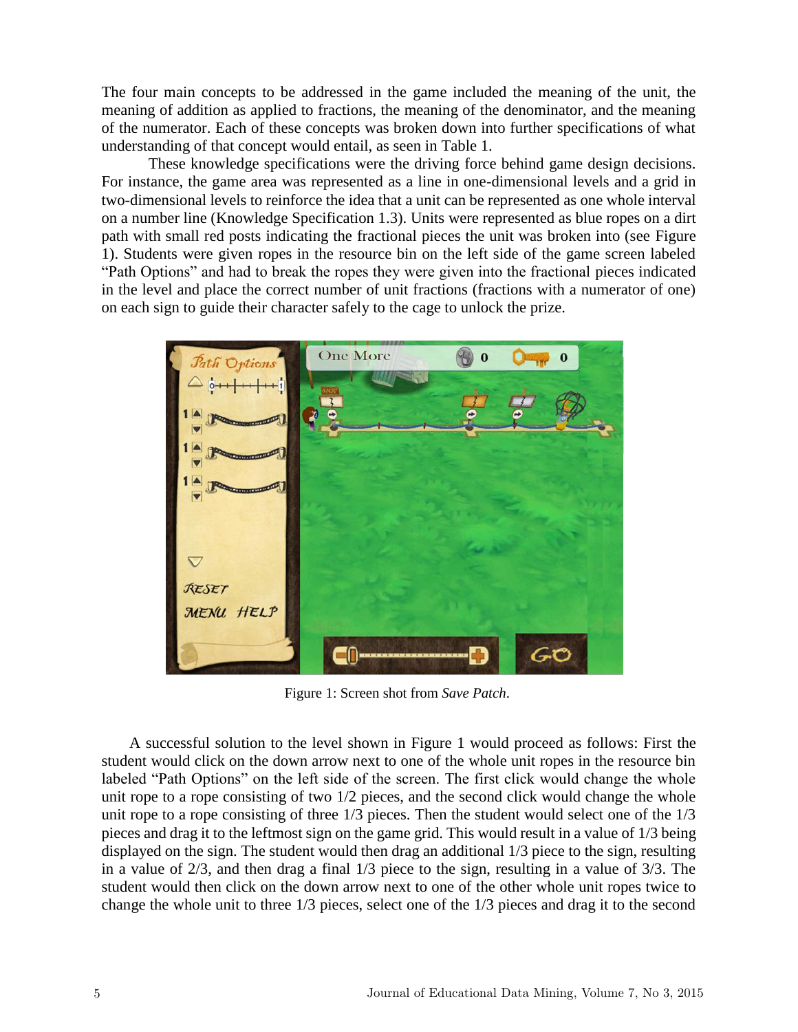The four main concepts to be addressed in the game included the meaning of the unit, the meaning of addition as applied to fractions, the meaning of the denominator, and the meaning of the numerator. Each of these concepts was broken down into further specifications of what understanding of that concept would entail, as seen in Table 1.

These knowledge specifications were the driving force behind game design decisions. For instance, the game area was represented as a line in one-dimensional levels and a grid in two-dimensional levels to reinforce the idea that a unit can be represented as one whole interval on a number line (Knowledge Specification 1.3). Units were represented as blue ropes on a dirt path with small red posts indicating the fractional pieces the unit was broken into (see Figure 1). Students were given ropes in the resource bin on the left side of the game screen labeled "Path Options" and had to break the ropes they were given into the fractional pieces indicated in the level and place the correct number of unit fractions (fractions with a numerator of one) on each sign to guide their character safely to the cage to unlock the prize.

Figure 1: Screen shot from *Save Patch*.

A successful solution to the level shown in Figure 1 would proceed as follows: First the student would click on the down arrow next to one of the whole unit ropes in the resource bin labeled "Path Options" on the left side of the screen. The first click would change the whole unit rope to a rope consisting of two 1/2 pieces, and the second click would change the whole unit rope to a rope consisting of three 1/3 pieces. Then the student would select one of the 1/3 pieces and drag it to the leftmost sign on the game grid. This would result in a value of 1/3 being displayed on the sign. The student would then drag an additional 1/3 piece to the sign, resulting in a value of 2/3, and then drag a final 1/3 piece to the sign, resulting in a value of 3/3. The student would then click on the down arrow next to one of the other whole unit ropes twice to change the whole unit to three 1/3 pieces, select one of the 1/3 pieces and drag it to the second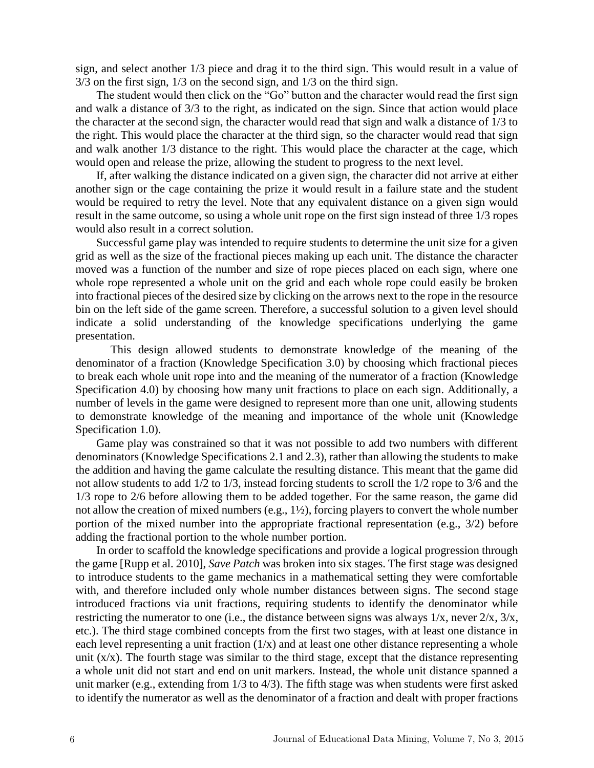sign, and select another 1/3 piece and drag it to the third sign. This would result in a value of 3/3 on the first sign, 1/3 on the second sign, and 1/3 on the third sign.

The student would then click on the "Go" button and the character would read the first sign and walk a distance of 3/3 to the right, as indicated on the sign. Since that action would place the character at the second sign, the character would read that sign and walk a distance of 1/3 to the right. This would place the character at the third sign, so the character would read that sign and walk another 1/3 distance to the right. This would place the character at the cage, which would open and release the prize, allowing the student to progress to the next level.

If, after walking the distance indicated on a given sign, the character did not arrive at either another sign or the cage containing the prize it would result in a failure state and the student would be required to retry the level. Note that any equivalent distance on a given sign would result in the same outcome, so using a whole unit rope on the first sign instead of three 1/3 ropes would also result in a correct solution.

Successful game play was intended to require students to determine the unit size for a given grid as well as the size of the fractional pieces making up each unit. The distance the character moved was a function of the number and size of rope pieces placed on each sign, where one whole rope represented a whole unit on the grid and each whole rope could easily be broken into fractional pieces of the desired size by clicking on the arrows next to the rope in the resource bin on the left side of the game screen. Therefore, a successful solution to a given level should indicate a solid understanding of the knowledge specifications underlying the game presentation.

This design allowed students to demonstrate knowledge of the meaning of the denominator of a fraction (Knowledge Specification 3.0) by choosing which fractional pieces to break each whole unit rope into and the meaning of the numerator of a fraction (Knowledge Specification 4.0) by choosing how many unit fractions to place on each sign. Additionally, a number of levels in the game were designed to represent more than one unit, allowing students to demonstrate knowledge of the meaning and importance of the whole unit (Knowledge Specification 1.0).

Game play was constrained so that it was not possible to add two numbers with different denominators (Knowledge Specifications 2.1 and 2.3), rather than allowing the students to make the addition and having the game calculate the resulting distance. This meant that the game did not allow students to add 1/2 to 1/3, instead forcing students to scroll the 1/2 rope to 3/6 and the 1/3 rope to 2/6 before allowing them to be added together. For the same reason, the game did not allow the creation of mixed numbers (e.g., 1½), forcing players to convert the whole number portion of the mixed number into the appropriate fractional representation (e.g., 3/2) before adding the fractional portion to the whole number portion.

In order to scaffold the knowledge specifications and provide a logical progression through the game [Rupp et al. 2010], *Save Patch* was broken into six stages. The first stage was designed to introduce students to the game mechanics in a mathematical setting they were comfortable with, and therefore included only whole number distances between signs. The second stage introduced fractions via unit fractions, requiring students to identify the denominator while restricting the numerator to one (i.e., the distance between signs was always 1/x, never 2/x, 3/x, etc.). The third stage combined concepts from the first two stages, with at least one distance in each level representing a unit fraction (1/x) and at least one other distance representing a whole unit (x/x). The fourth stage was similar to the third stage, except that the distance representing a whole unit did not start and end on unit markers. Instead, the whole unit distance spanned a unit marker (e.g., extending from 1/3 to 4/3). The fifth stage was when students were first asked to identify the numerator as well as the denominator of a fraction and dealt with proper fractions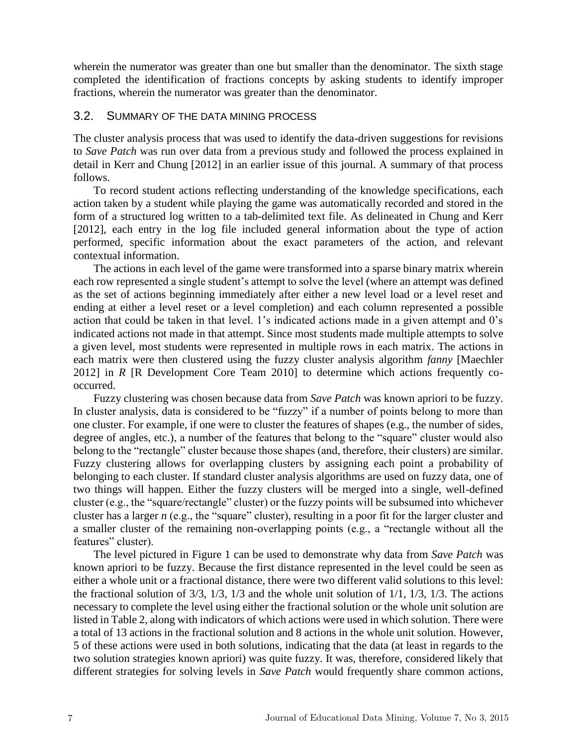wherein the numerator was greater than one but smaller than the denominator. The sixth stage completed the identification of fractions concepts by asking students to identify improper fractions, wherein the numerator was greater than the denominator.

## 3.2. SUMMARY OF THE DATA MINING PROCESS

The cluster analysis process that was used to identify the data-driven suggestions for revisions to *Save Patch* was run over data from a previous study and followed the process explained in detail in Kerr and Chung [2012] in an earlier issue of this journal. A summary of that process follows.

To record student actions reflecting understanding of the knowledge specifications, each action taken by a student while playing the game was automatically recorded and stored in the form of a structured log written to a tab-delimited text file. As delineated in Chung and Kerr [2012], each entry in the log file included general information about the type of action performed, specific information about the exact parameters of the action, and relevant contextual information.

The actions in each level of the game were transformed into a sparse binary matrix wherein each row represented a single student's attempt to solve the level (where an attempt was defined as the set of actions beginning immediately after either a new level load or a level reset and ending at either a level reset or a level completion) and each column represented a possible action that could be taken in that level. 1's indicated actions made in a given attempt and 0's indicated actions not made in that attempt. Since most students made multiple attempts to solve a given level, most students were represented in multiple rows in each matrix. The actions in each matrix were then clustered using the fuzzy cluster analysis algorithm *fanny* [Maechler 2012] in *R* [R Development Core Team 2010] to determine which actions frequently co-occurred.

Fuzzy clustering was chosen because data from *Save Patch* was known apriori to be fuzzy. In cluster analysis, data is considered to be "fuzzy" if a number of points belong to more than one cluster. For example, if one were to cluster the features of shapes (e.g., the number of sides, degree of angles, etc.), a number of the features that belong to the "square" cluster would also belong to the "rectangle" cluster because those shapes (and, therefore, their clusters) are similar. Fuzzy clustering allows for overlapping clusters by assigning each point a probability of belonging to each cluster. If standard cluster analysis algorithms are used on fuzzy data, one of two things will happen. Either the fuzzy clusters will be merged into a single, well-defined cluster (e.g., the "square/rectangle" cluster) or the fuzzy points will be subsumed into whichever cluster has a larger *n* (e.g., the "square" cluster), resulting in a poor fit for the larger cluster and a smaller cluster of the remaining non-overlapping points (e.g., a "rectangle without all the features" cluster).

The level pictured in Figure 1 can be used to demonstrate why data from *Save Patch* was known apriori to be fuzzy. Because the first distance represented in the level could be seen as either a whole unit or a fractional distance, there were two different valid solutions to this level: the fractional solution of 3/3, 1/3, 1/3 and the whole unit solution of 1/1, 1/3, 1/3. The actions necessary to complete the level using either the fractional solution or the whole unit solution are listed in Table 2, along with indicators of which actions were used in which solution. There were a total of 13 actions in the fractional solution and 8 actions in the whole unit solution. However, 5 of these actions were used in both solutions, indicating that the data (at least in regards to the two solution strategies known apriori) was quite fuzzy. It was, therefore, considered likely that different strategies for solving levels in *Save Patch* would frequently share common actions,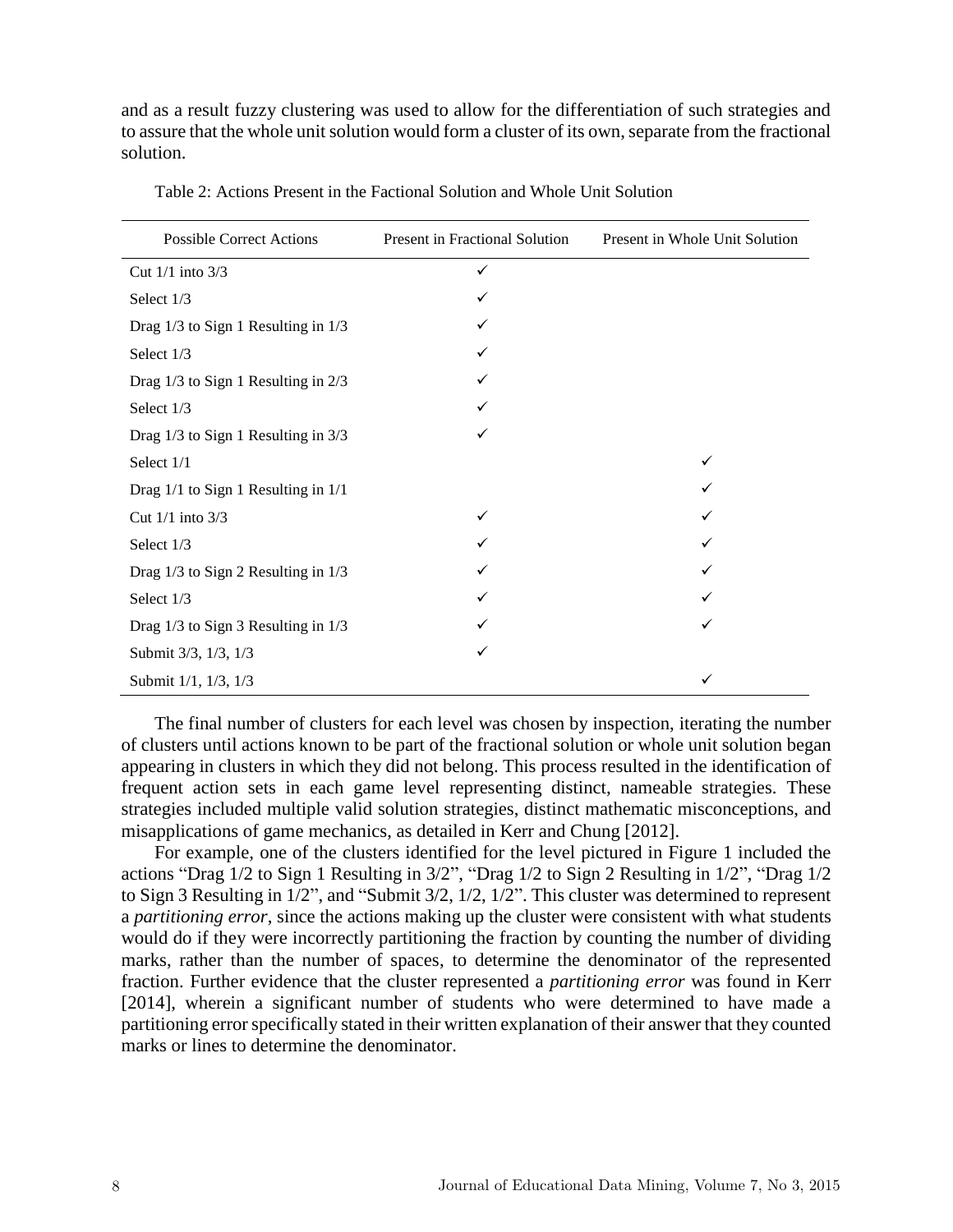and as a result fuzzy clustering was used to allow for the differentiation of such strategies and to assure that the whole unit solution would form a cluster of its own, separate from the fractional solution.

Table 2: Actions Present in the Factional Solution and Whole Unit Solution

| Possible Correct Actions | Present in Fractional Solution | Present in Whole Unit Solution |
|---|---|---|
| Cut 1/1 into 3/3 | ✓ | |
| Select 1/3 | ✓ | |
| Drag 1/3 to Sign 1 Resulting in 1/3 | ✓ | |
| Select 1/3 | ✓ | |
| Drag 1/3 to Sign 1 Resulting in 2/3 | ✓ | |
| Select 1/3 | ✓ | |
| Drag 1/3 to Sign 1 Resulting in 3/3 | ✓ | |
| Select 1/1 | | ✓ |
| Drag 1/1 to Sign 1 Resulting in 1/1 | | ✓ |
| Cut 1/1 into 3/3 | ✓ | ✓ |
| Select 1/3 | ✓ | ✓ |
| Drag 1/3 to Sign 2 Resulting in 1/3 | ✓ | ✓ |
| Select 1/3 | ✓ | ✓ |
| Drag 1/3 to Sign 3 Resulting in 1/3 | ✓ | ✓ |
| Submit 3/3, 1/3, 1/3 | ✓ | |
| Submit 1/1, 1/3, 1/3 | | ✓ |

The final number of clusters for each level was chosen by inspection, iterating the number of clusters until actions known to be part of the fractional solution or whole unit solution began appearing in clusters in which they did not belong. This process resulted in the identification of frequent action sets in each game level representing distinct, nameable strategies. These strategies included multiple valid solution strategies, distinct mathematic misconceptions, and misapplications of game mechanics, as detailed in Kerr and Chung [2012].

For example, one of the clusters identified for the level pictured in Figure 1 included the actions "Drag 1/2 to Sign 1 Resulting in 3/2", "Drag 1/2 to Sign 2 Resulting in 1/2", "Drag 1/2 to Sign 3 Resulting in 1/2", and "Submit 3/2, 1/2, 1/2". This cluster was determined to represent a *partitioning error*, since the actions making up the cluster were consistent with what students would do if they were incorrectly partitioning the fraction by counting the number of dividing marks, rather than the number of spaces, to determine the denominator of the represented fraction. Further evidence that the cluster represented a *partitioning error* was found in Kerr [2014], wherein a significant number of students who were determined to have made a partitioning error specifically stated in their written explanation of their answer that they counted marks or lines to determine the denominator.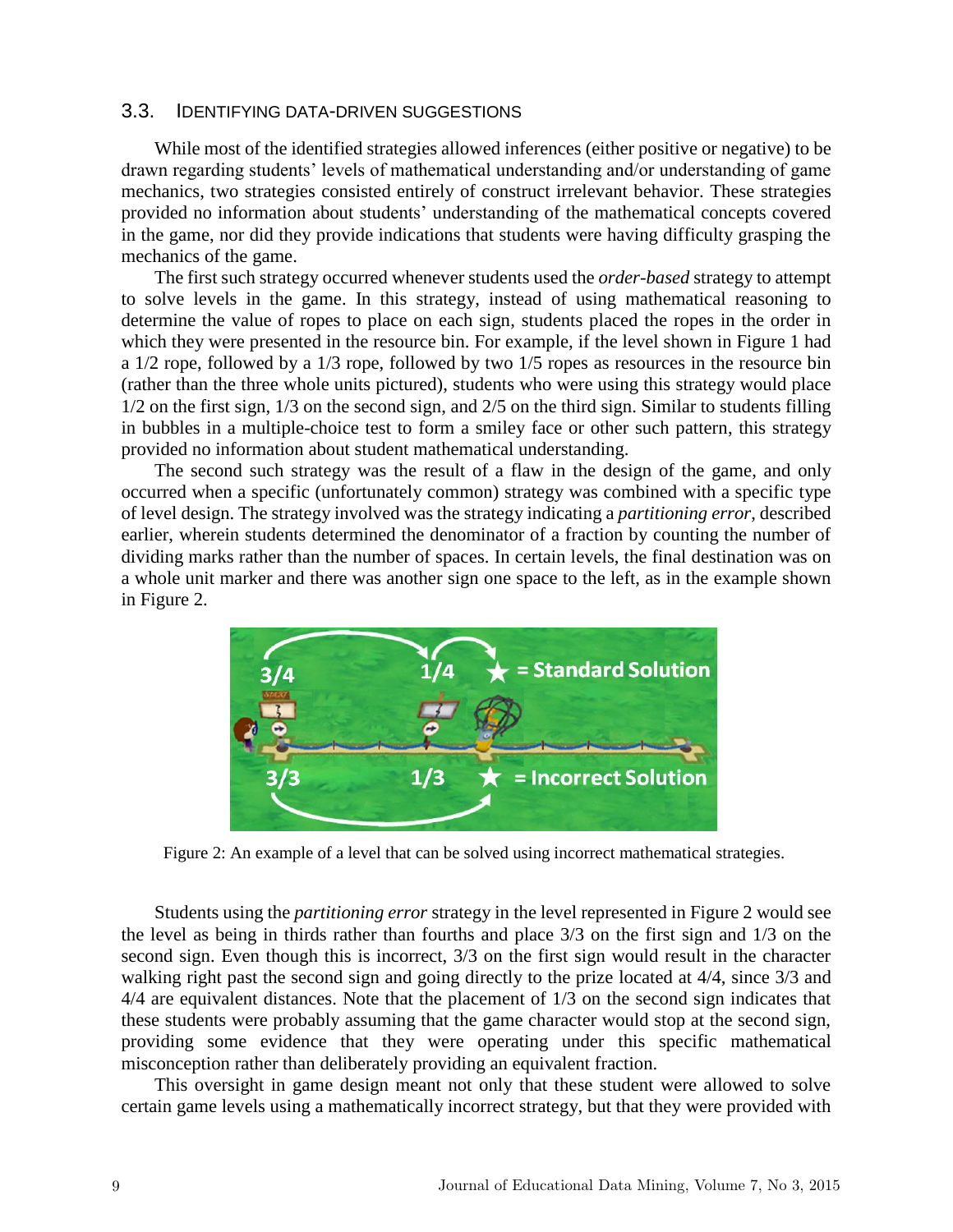### 3.3. IDENTIFYING DATA-DRIVEN SUGGESTIONS

While most of the identified strategies allowed inferences (either positive or negative) to be drawn regarding students' levels of mathematical understanding and/or understanding of game mechanics, two strategies consisted entirely of construct irrelevant behavior. These strategies provided no information about students' understanding of the mathematical concepts covered in the game, nor did they provide indications that students were having difficulty grasping the mechanics of the game.

The first such strategy occurred whenever students used the *order-based* strategy to attempt to solve levels in the game. In this strategy, instead of using mathematical reasoning to determine the value of ropes to place on each sign, students placed the ropes in the order in which they were presented in the resource bin. For example, if the level shown in Figure 1 had a 1/2 rope, followed by a 1/3 rope, followed by two 1/5 ropes as resources in the resource bin (rather than the three whole units pictured), students who were using this strategy would place 1/2 on the first sign, 1/3 on the second sign, and 2/5 on the third sign. Similar to students filling in bubbles in a multiple-choice test to form a smiley face or other such pattern, this strategy provided no information about student mathematical understanding.

The second such strategy was the result of a flaw in the design of the game, and only occurred when a specific (unfortunately common) strategy was combined with a specific type of level design. The strategy involved was the strategy indicating a *partitioning error*, described earlier, wherein students determined the denominator of a fraction by counting the number of dividing marks rather than the number of spaces. In certain levels, the final destination was on a whole unit marker and there was another sign one space to the left, as in the example shown in Figure 2.

Figure 2: An example of a level that can be solved using incorrect mathematical strategies.

Students using the *partitioning error* strategy in the level represented in Figure 2 would see the level as being in thirds rather than fourths and place 3/3 on the first sign and 1/3 on the second sign. Even though this is incorrect, 3/3 on the first sign would result in the character walking right past the second sign and going directly to the prize located at 4/4, since 3/3 and 4/4 are equivalent distances. Note that the placement of 1/3 on the second sign indicates that these students were probably assuming that the game character would stop at the second sign, providing some evidence that they were operating under this specific mathematical misconception rather than deliberately providing an equivalent fraction.

This oversight in game design meant not only that these student were allowed to solve certain game levels using a mathematically incorrect strategy, but that they were provided with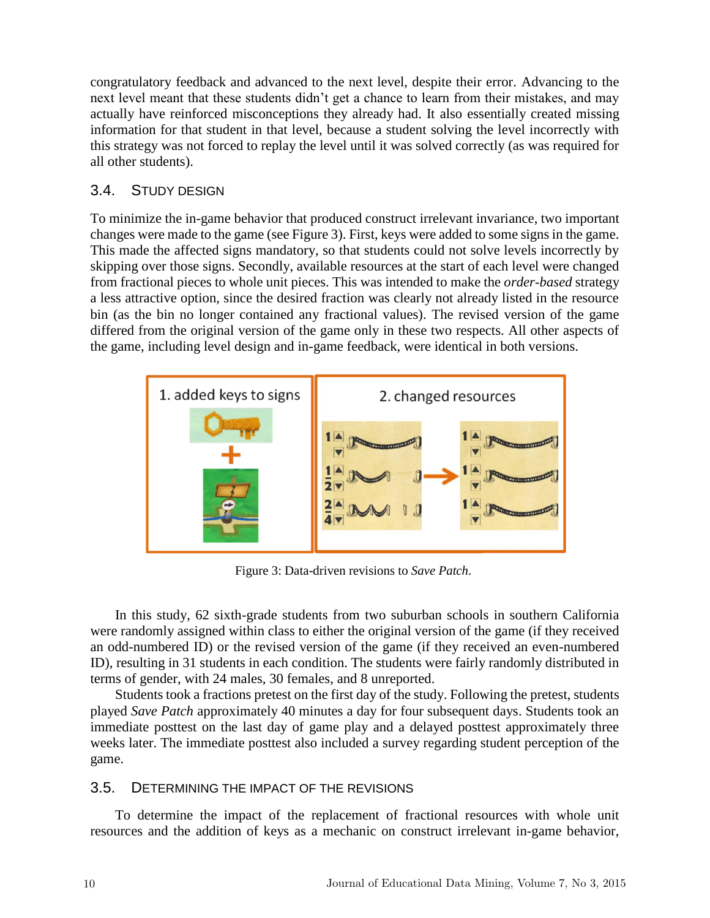congratulatory feedback and advanced to the next level, despite their error. Advancing to the next level meant that these students didn't get a chance to learn from their mistakes, and may actually have reinforced misconceptions they already had. It also essentially created missing information for that student in that level, because a student solving the level incorrectly with this strategy was not forced to replay the level until it was solved correctly (as was required for all other students).

### 3.4. STUDY DESIGN

To minimize the in-game behavior that produced construct irrelevant invariance, two important changes were made to the game (see Figure 3). First, keys were added to some signs in the game. This made the affected signs mandatory, so that students could not solve levels incorrectly by skipping over those signs. Secondly, available resources at the start of each level were changed from fractional pieces to whole unit pieces. This was intended to make the *order-based* strategy a less attractive option, since the desired fraction was clearly not already listed in the resource bin (as the bin no longer contained any fractional values). The revised version of the game differed from the original version of the game only in these two respects. All other aspects of the game, including level design and in-game feedback, were identical in both versions.

Figure 3: Data-driven revisions to *Save Patch*.

In this study, 62 sixth-grade students from two suburban schools in southern California were randomly assigned within class to either the original version of the game (if they received an odd-numbered ID) or the revised version of the game (if they received an even-numbered ID), resulting in 31 students in each condition. The students were fairly randomly distributed in terms of gender, with 24 males, 30 females, and 8 unreported.

Students took a fractions pretest on the first day of the study. Following the pretest, students played *Save Patch* approximately 40 minutes a day for four subsequent days. Students took an immediate posttest on the last day of game play and a delayed posttest approximately three weeks later. The immediate posttest also included a survey regarding student perception of the game.

### 3.5. DETERMINING THE IMPACT OF THE REVISIONS

To determine the impact of the replacement of fractional resources with whole unit resources and the addition of keys as a mechanic on construct irrelevant in-game behavior,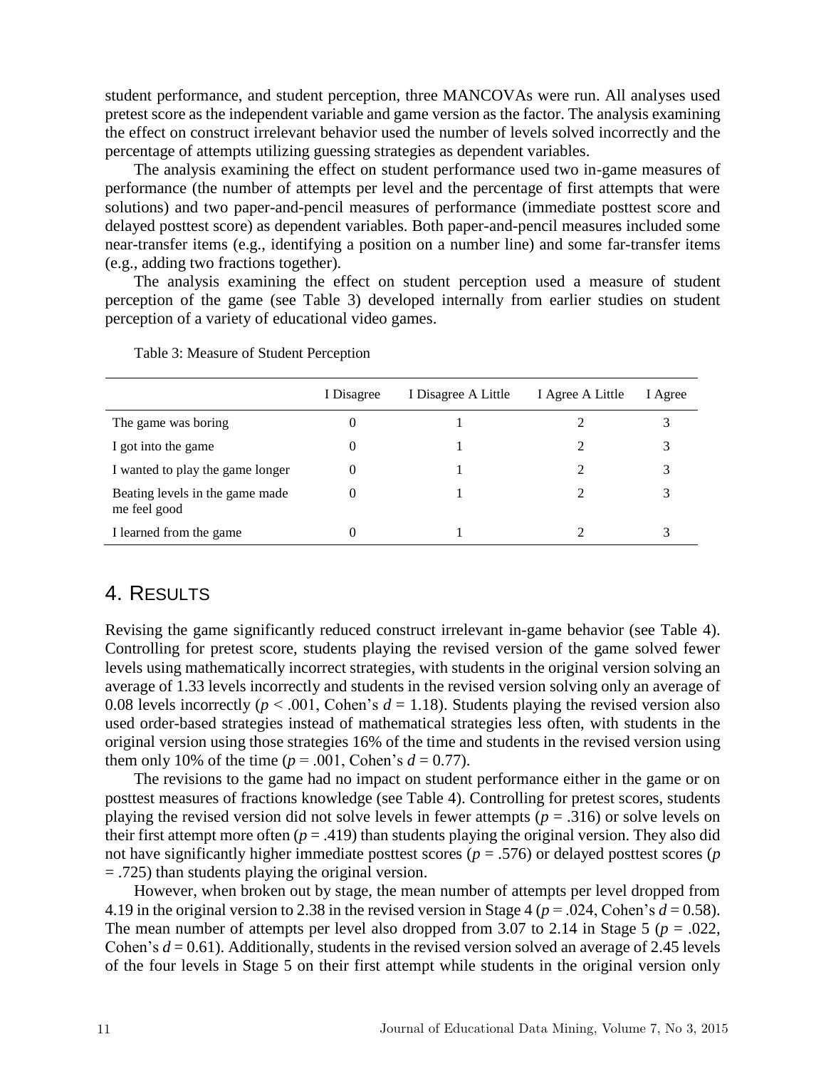student performance, and student perception, three MANCOVAs were run. All analyses used pretest score as the independent variable and game version as the factor. The analysis examining the effect on construct irrelevant behavior used the number of levels solved incorrectly and the percentage of attempts utilizing guessing strategies as dependent variables.

The analysis examining the effect on student performance used two in-game measures of performance (the number of attempts per level and the percentage of first attempts that were solutions) and two paper-and-pencil measures of performance (immediate posttest score and delayed posttest score) as dependent variables. Both paper-and-pencil measures included some near-transfer items (e.g., identifying a position on a number line) and some far-transfer items (e.g., adding two fractions together).

The analysis examining the effect on student perception used a measure of student perception of the game (see Table 3) developed internally from earlier studies on student perception of a variety of educational video games.

Table 3: Measure of Student Perception

| | I Disagree | I Disagree A Little | I Agree A Little | I Agree |
|---|---|---|---|---|
| The game was boring | 0 | 1 | 2 | 3 |
| I got into the game | 0 | 1 | 2 | 3 |
| I wanted to play the game longer | 0 | 1 | 2 | 3 |
| Beating levels in the game made me feel good | 0 | 1 | 2 | 3 |
| I learned from the game | 0 | 1 | 2 | 3 |

## 4. Results

Revising the game significantly reduced construct irrelevant in-game behavior (see Table 4). Controlling for pretest score, students playing the revised version of the game solved fewer levels using mathematically incorrect strategies, with students in the original version solving an average of 1.33 levels incorrectly and students in the revised version solving only an average of 0.08 levels incorrectly ($p < .001$, Cohen's $d = 1.18$). Students playing the revised version also used order-based strategies instead of mathematical strategies less often, with students in the original version using those strategies 16% of the time and students in the revised version using them only 10% of the time ($p = .001$, Cohen's $d = 0.77$).

The revisions to the game had no impact on student performance either in the game or on posttest measures of fractions knowledge (see Table 4). Controlling for pretest scores, students playing the revised version did not solve levels in fewer attempts ($p = .316$) or solve levels on their first attempt more often ($p = .419$) than students playing the original version. They also did not have significantly higher immediate posttest scores ($p = .576$) or delayed posttest scores ($p = .725$) than students playing the original version.

However, when broken out by stage, the mean number of attempts per level dropped from 4.19 in the original version to 2.38 in the revised version in Stage 4 ($p = .024$, Cohen's $d = 0.58$). The mean number of attempts per level also dropped from 3.07 to 2.14 in Stage 5 ($p = .022$, Cohen's $d = 0.61$). Additionally, students in the revised version solved an average of 2.45 levels of the four levels in Stage 5 on their first attempt while students in the original version only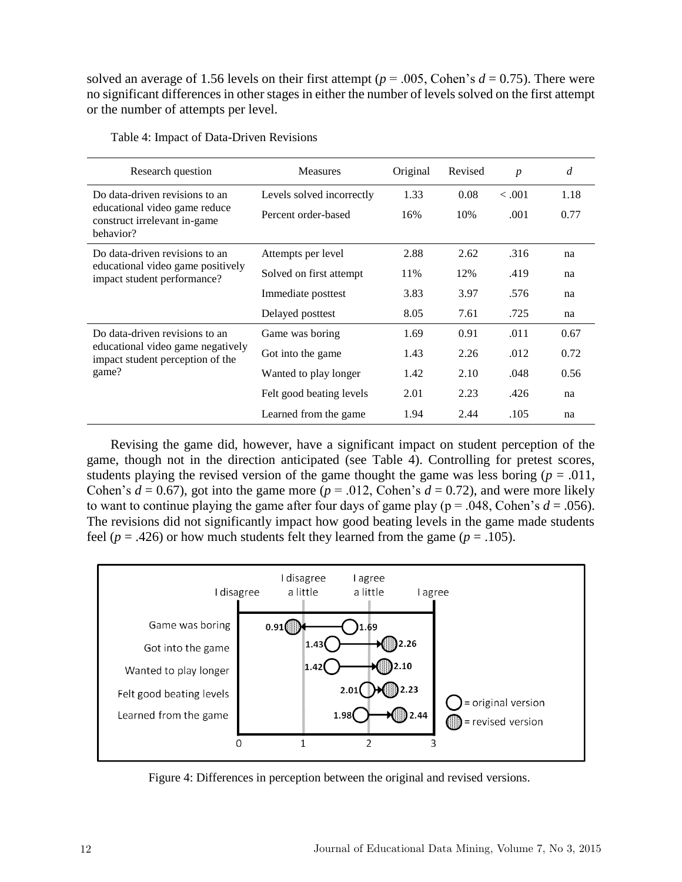solved an average of 1.56 levels on their first attempt ($p$ = .005, Cohen's $d$ = 0.75). There were no significant differences in other stages in either the number of levels solved on the first attempt or the number of attempts per level.

Table 4: Impact of Data-Driven Revisions

| Research question | Measures | Original | Revised | $p$ | $d$ |
|---|---|---|---|---|---|
| Do data-driven revisions to an educational video game reduce construct irrelevant in-game behavior? | Levels solved incorrectly | 1.33 | 0.08 | < .001 | 1.18 |
| | Percent order-based | 16% | 10% | .001 | 0.77 |
| Do data-driven revisions to an educational video game positively impact student performance? | Attempts per level | 2.88 | 2.62 | .316 | na |
| | Solved on first attempt | 11% | 12% | .419 | na |
| | Immediate posttest | 3.83 | 3.97 | .576 | na |
| | Delayed posttest | 8.05 | 7.61 | .725 | na |
| Do data-driven revisions to an educational video game negatively impact student perception of the game? | Game was boring | 1.69 | 0.91 | .011 | 0.67 |
| | Got into the game | 1.43 | 2.26 | .012 | 0.72 |
| | Wanted to play longer | 1.42 | 2.10 | .048 | 0.56 |
| | Felt good beating levels | 2.01 | 2.23 | .426 | na |
| | Learned from the game | 1.94 | 2.44 | .105 | na |

Revising the game did, however, have a significant impact on student perception of the game, though not in the direction anticipated (see Table 4). Controlling for pretest scores, students playing the revised version of the game thought the game was less boring ($p$ = .011, Cohen's $d$ = 0.67), got into the game more ($p$ = .012, Cohen's $d$ = 0.72), and were more likely to want to continue playing the game after four days of game play (p = .048, Cohen's $d$ = .056). The revisions did not significantly impact how good beating levels in the game made students feel ($p$ = .426) or how much students felt they learned from the game ($p$ = .105).

Figure 4: Differences in perception between the original and revised versions.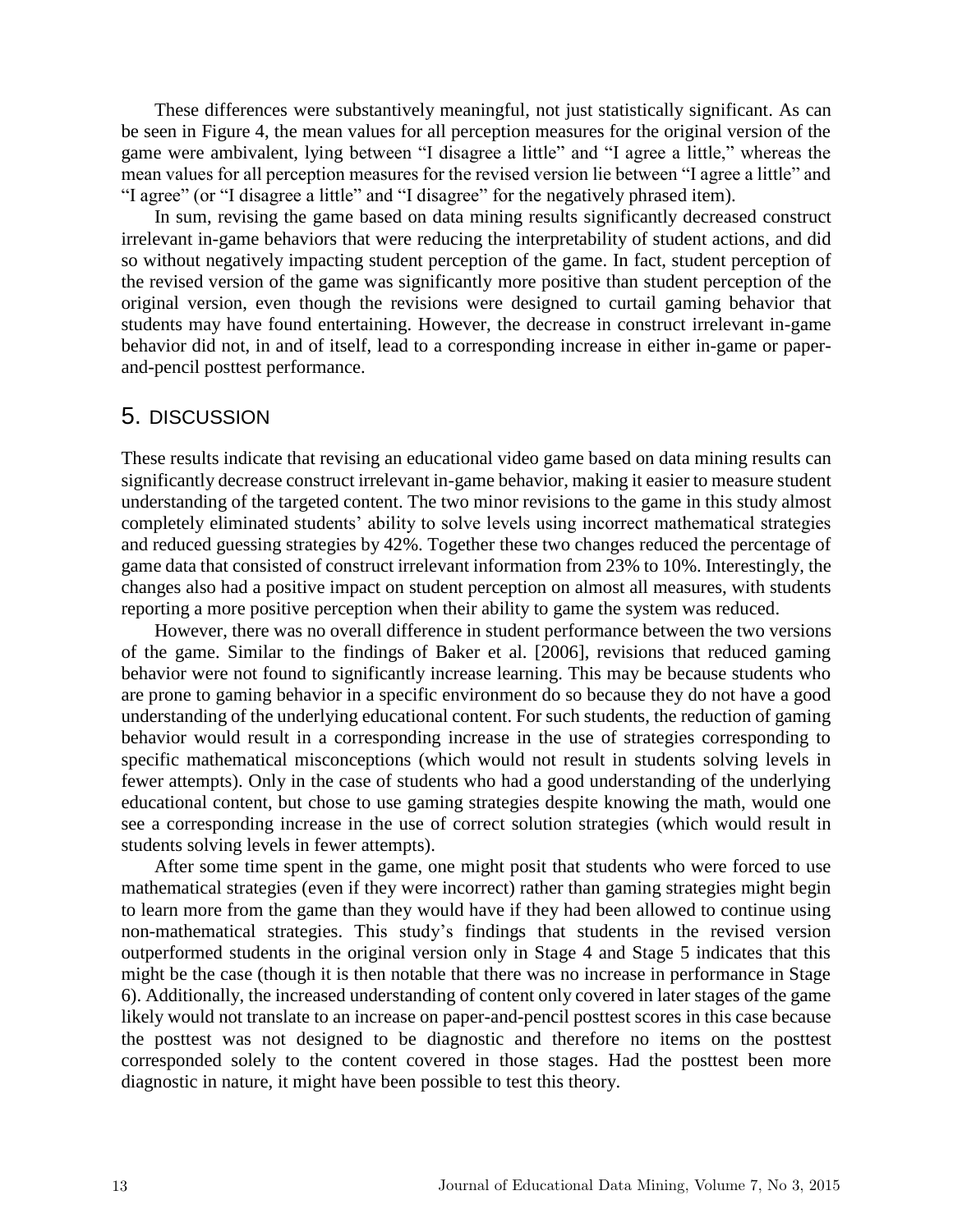These differences were substantively meaningful, not just statistically significant. As can be seen in Figure 4, the mean values for all perception measures for the original version of the game were ambivalent, lying between "I disagree a little" and "I agree a little," whereas the mean values for all perception measures for the revised version lie between "I agree a little" and "I agree" (or "I disagree a little" and "I disagree" for the negatively phrased item).

In sum, revising the game based on data mining results significantly decreased construct irrelevant in-game behaviors that were reducing the interpretability of student actions, and did so without negatively impacting student perception of the game. In fact, student perception of the revised version of the game was significantly more positive than student perception of the original version, even though the revisions were designed to curtail gaming behavior that students may have found entertaining. However, the decrease in construct irrelevant in-game behavior did not, in and of itself, lead to a corresponding increase in either in-game or paper-and-pencil posttest performance.

# 5. DISCUSSION

These results indicate that revising an educational video game based on data mining results can significantly decrease construct irrelevant in-game behavior, making it easier to measure student understanding of the targeted content. The two minor revisions to the game in this study almost completely eliminated students' ability to solve levels using incorrect mathematical strategies and reduced guessing strategies by 42%. Together these two changes reduced the percentage of game data that consisted of construct irrelevant information from 23% to 10%. Interestingly, the changes also had a positive impact on student perception on almost all measures, with students reporting a more positive perception when their ability to game the system was reduced.

However, there was no overall difference in student performance between the two versions of the game. Similar to the findings of Baker et al. [2006], revisions that reduced gaming behavior were not found to significantly increase learning. This may be because students who are prone to gaming behavior in a specific environment do so because they do not have a good understanding of the underlying educational content. For such students, the reduction of gaming behavior would result in a corresponding increase in the use of strategies corresponding to specific mathematical misconceptions (which would not result in students solving levels in fewer attempts). Only in the case of students who had a good understanding of the underlying educational content, but chose to use gaming strategies despite knowing the math, would one see a corresponding increase in the use of correct solution strategies (which would result in students solving levels in fewer attempts).

After some time spent in the game, one might posit that students who were forced to use mathematical strategies (even if they were incorrect) rather than gaming strategies might begin to learn more from the game than they would have if they had been allowed to continue using non-mathematical strategies. This study's findings that students in the revised version outperformed students in the original version only in Stage 4 and Stage 5 indicates that this might be the case (though it is then notable that there was no increase in performance in Stage 6). Additionally, the increased understanding of content only covered in later stages of the game likely would not translate to an increase on paper-and-pencil posttest scores in this case because the posttest was not designed to be diagnostic and therefore no items on the posttest corresponded solely to the content covered in those stages. Had the posttest been more diagnostic in nature, it might have been possible to test this theory.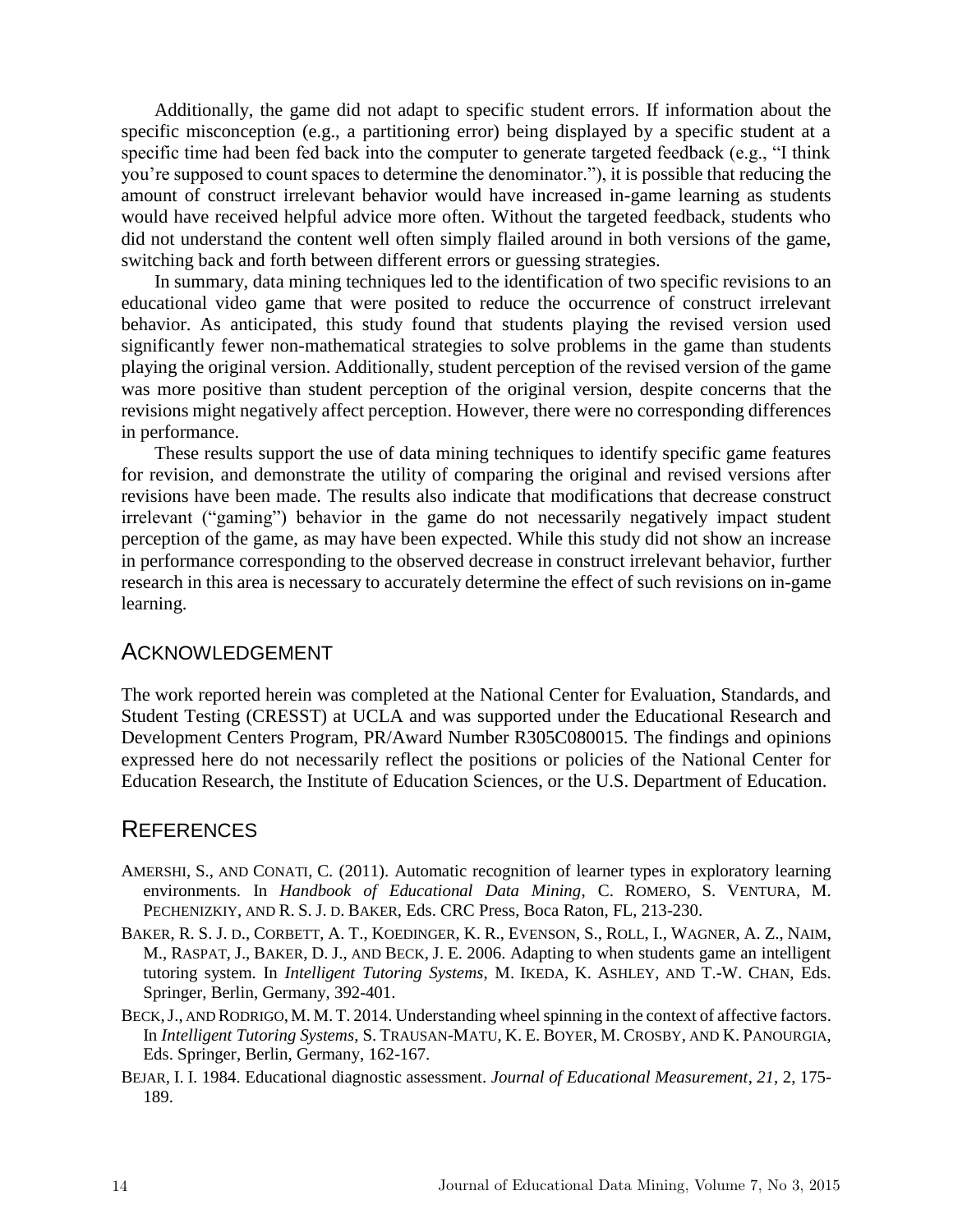Additionally, the game did not adapt to specific student errors. If information about the specific misconception (e.g., a partitioning error) being displayed by a specific student at a specific time had been fed back into the computer to generate targeted feedback (e.g., "I think you're supposed to count spaces to determine the denominator."), it is possible that reducing the amount of construct irrelevant behavior would have increased in-game learning as students would have received helpful advice more often. Without the targeted feedback, students who did not understand the content well often simply flailed around in both versions of the game, switching back and forth between different errors or guessing strategies.

In summary, data mining techniques led to the identification of two specific revisions to an educational video game that were posited to reduce the occurrence of construct irrelevant behavior. As anticipated, this study found that students playing the revised version used significantly fewer non-mathematical strategies to solve problems in the game than students playing the original version. Additionally, student perception of the revised version of the game was more positive than student perception of the original version, despite concerns that the revisions might negatively affect perception. However, there were no corresponding differences in performance.

These results support the use of data mining techniques to identify specific game features for revision, and demonstrate the utility of comparing the original and revised versions after revisions have been made. The results also indicate that modifications that decrease construct irrelevant ("gaming") behavior in the game do not necessarily negatively impact student perception of the game, as may have been expected. While this study did not show an increase in performance corresponding to the observed decrease in construct irrelevant behavior, further research in this area is necessary to accurately determine the effect of such revisions on in-game learning.

## Acknowledgement

The work reported herein was completed at the National Center for Evaluation, Standards, and Student Testing (CRESST) at UCLA and was supported under the Educational Research and Development Centers Program, PR/Award Number R305C080015. The findings and opinions expressed here do not necessarily reflect the positions or policies of the National Center for Education Research, the Institute of Education Sciences, or the U.S. Department of Education.

## References

Amershi, S., and Conati, C. (2011). Automatic recognition of learner types in exploratory learning environments. In *Handbook of Educational Data Mining*, C. Romero, S. Ventura, M. Pechenizkiy, and R. S. J. d. Baker, Eds. CRC Press, Boca Raton, FL, 213-230.

Baker, R. S. J. d., Corbett, A. T., Koedinger, K. R., Evenson, S., Roll, I., Wagner, A. Z., Naim, M., Raspat, J., Baker, D. J., and Beck, J. E. 2006. Adapting to when students game an intelligent tutoring system. In *Intelligent Tutoring Systems*, M. Ikeda, K. Ashley, and T.-W. Chan, Eds. Springer, Berlin, Germany, 392-401.

Beck, J., and Rodrigo, M. M. T. 2014. Understanding wheel spinning in the context of affective factors. In *Intelligent Tutoring Systems*, S. Trausan-Matu, K. E. Boyer, M. Crosby, and K. Panourgia, Eds. Springer, Berlin, Germany, 162-167.

Bejar, I. I. 1984. Educational diagnostic assessment. *Journal of Educational Measurement*, *21*, 2, 175-189.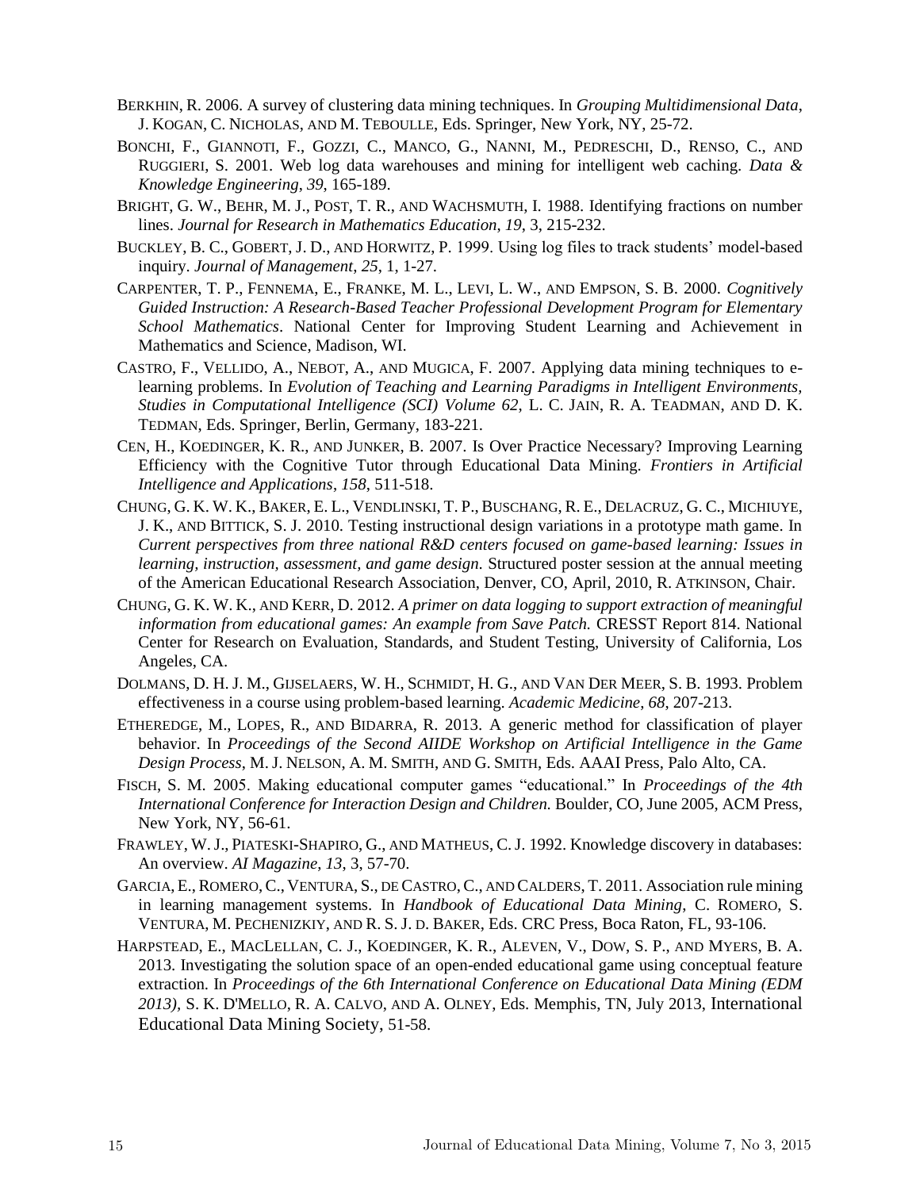BERKHIN, R. 2006. A survey of clustering data mining techniques. In *Grouping Multidimensional Data*, J. KOGAN, C. NICHOLAS, AND M. TEBOULLE, Eds. Springer, New York, NY, 25-72.

BONCHI, F., GIANNOTI, F., GOZZI, C., MANCO, G., NANNI, M., PEDRESCHI, D., RENSO, C., AND RUGGIERI, S. 2001. Web log data warehouses and mining for intelligent web caching. *Data & Knowledge Engineering*, *39*, 165-189.

BRIGHT, G. W., BEHR, M. J., POST, T. R., AND WACHSMUTH, I. 1988. Identifying fractions on number lines. *Journal for Research in Mathematics Education*, *19*, 3, 215-232.

BUCKLEY, B. C., GOBERT, J. D., AND HORWITZ, P. 1999. Using log files to track students' model-based inquiry. *Journal of Management*, *25*, 1, 1-27.

CARPENTER, T. P., FENNEMA, E., FRANKE, M. L., LEVI, L. W., AND EMPSON, S. B. 2000. *Cognitively Guided Instruction: A Research-Based Teacher Professional Development Program for Elementary School Mathematics*. National Center for Improving Student Learning and Achievement in Mathematics and Science, Madison, WI.

CASTRO, F., VELLIDO, A., NEBOT, A., AND MUGICA, F. 2007. Applying data mining techniques to e-learning problems. In *Evolution of Teaching and Learning Paradigms in Intelligent Environments, Studies in Computational Intelligence (SCI) Volume 62*, L. C. JAIN, R. A. TEADMAN, AND D. K. TEDMAN, Eds. Springer, Berlin, Germany, 183-221.

CEN, H., KOEDINGER, K. R., AND JUNKER, B. 2007. Is Over Practice Necessary? Improving Learning Efficiency with the Cognitive Tutor through Educational Data Mining. *Frontiers in Artificial Intelligence and Applications*, *158*, 511-518.

CHUNG, G. K. W. K., BAKER, E. L., VENDLINSKI, T. P., BUSCHANG, R. E., DELACRUZ, G. C., MICHIUYE, J. K., AND BITTICK, S. J. 2010. Testing instructional design variations in a prototype math game. In *Current perspectives from three national R&D centers focused on game-based learning: Issues in learning, instruction, assessment, and game design*. Structured poster session at the annual meeting of the American Educational Research Association, Denver, CO, April, 2010, R. ATKINSON, Chair.

CHUNG, G. K. W. K., AND KERR, D. 2012. *A primer on data logging to support extraction of meaningful information from educational games: An example from Save Patch.* CRESST Report 814. National Center for Research on Evaluation, Standards, and Student Testing, University of California, Los Angeles, CA.

DOLMANS, D. H. J. M., GIJSELAERS, W. H., SCHMIDT, H. G., AND VAN DER MEER, S. B. 1993. Problem effectiveness in a course using problem-based learning. *Academic Medicine*, *68*, 207-213.

ETHEREDGE, M., LOPES, R., AND BIDARRA, R. 2013. A generic method for classification of player behavior. In *Proceedings of the Second AIIDE Workshop on Artificial Intelligence in the Game Design Process*, M. J. NELSON, A. M. SMITH, AND G. SMITH, Eds. AAAI Press, Palo Alto, CA.

FISCH, S. M. 2005. Making educational computer games "educational." In *Proceedings of the 4th International Conference for Interaction Design and Children.* Boulder, CO, June 2005, ACM Press, New York, NY, 56-61.

FRAWLEY, W. J., PIATESKI-SHAPIRO, G., AND MATHEUS, C. J. 1992. Knowledge discovery in databases: An overview. *AI Magazine*, *13*, 3, 57-70.

GARCIA, E., ROMERO, C., VENTURA, S., DE CASTRO, C., AND CALDERS, T. 2011. Association rule mining in learning management systems. In *Handbook of Educational Data Mining*, C. ROMERO, S. VENTURA, M. PECHENIZKIY, AND R. S. J. D. BAKER, Eds. CRC Press, Boca Raton, FL, 93-106.

HARPSTEAD, E., MACLELLAN, C. J., KOEDINGER, K. R., ALEVEN, V., DOW, S. P., AND MYERS, B. A. 2013. Investigating the solution space of an open-ended educational game using conceptual feature extraction. In *Proceedings of the 6th International Conference on Educational Data Mining (EDM 2013)*, S. K. D'MELLO, R. A. CALVO, AND A. OLNEY, Eds. Memphis, TN, July 2013, International Educational Data Mining Society, 51-58.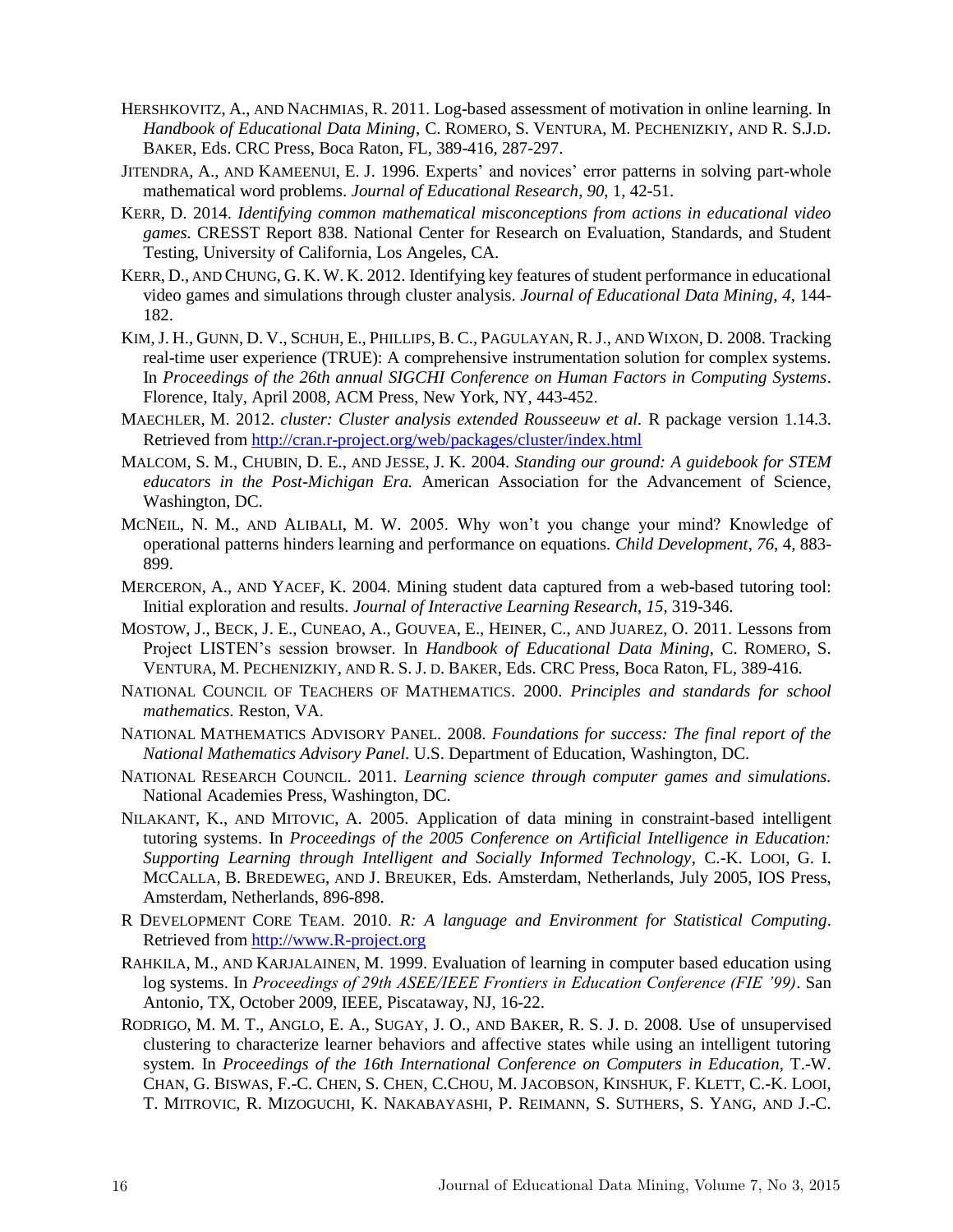HERSHKOVITZ, A., AND NACHMIAS, R. 2011. Log-based assessment of motivation in online learning. In *Handbook of Educational Data Mining*, C. ROMERO, S. VENTURA, M. PECHENIZKIY, AND R. S.J.D. BAKER, Eds. CRC Press, Boca Raton, FL, 389-416, 287-297.

JITENDRA, A., AND KAMEENUI, E. J. 1996. Experts' and novices' error patterns in solving part-whole mathematical word problems. *Journal of Educational Research*, *90*, 1, 42-51.

KERR, D. 2014. *Identifying common mathematical misconceptions from actions in educational video games.* CRESST Report 838. National Center for Research on Evaluation, Standards, and Student Testing, University of California, Los Angeles, CA.

KERR, D., AND CHUNG, G. K. W. K. 2012. Identifying key features of student performance in educational video games and simulations through cluster analysis. *Journal of Educational Data Mining*, *4*, 144-182.

KIM, J. H., GUNN, D. V., SCHUH, E., PHILLIPS, B. C., PAGULAYAN, R. J., AND WIXON, D. 2008. Tracking real-time user experience (TRUE): A comprehensive instrumentation solution for complex systems. In *Proceedings of the 26th annual SIGCHI Conference on Human Factors in Computing Systems*. Florence, Italy, April 2008, ACM Press, New York, NY, 443-452.

MAECHLER, M. 2012. *cluster: Cluster analysis extended Rousseeuw et al.* R package version 1.14.3. Retrieved from http://cran.r-project.org/web/packages/cluster/index.html

MALCOM, S. M., CHUBIN, D. E., AND JESSE, J. K. 2004. *Standing our ground: A guidebook for STEM educators in the Post-Michigan Era.* American Association for the Advancement of Science, Washington, DC.

MCNEIL, N. M., AND ALIBALI, M. W. 2005. Why won't you change your mind? Knowledge of operational patterns hinders learning and performance on equations. *Child Development*, *76*, 4, 883-899.

MERCERON, A., AND YACEF, K. 2004. Mining student data captured from a web-based tutoring tool: Initial exploration and results. *Journal of Interactive Learning Research*, *15*, 319-346.

MOSTOW, J., BECK, J. E., CUNEAO, A., GOUVEA, E., HEINER, C., AND JUAREZ, O. 2011. Lessons from Project LISTEN's session browser. In *Handbook of Educational Data Mining*, C. ROMERO, S. VENTURA, M. PECHENIZKIY, AND R. S. J. D. BAKER, Eds. CRC Press, Boca Raton, FL, 389-416.

NATIONAL COUNCIL OF TEACHERS OF MATHEMATICS. 2000. *Principles and standards for school mathematics.* Reston, VA.

NATIONAL MATHEMATICS ADVISORY PANEL. 2008. *Foundations for success: The final report of the National Mathematics Advisory Panel.* U.S. Department of Education, Washington, DC.

NATIONAL RESEARCH COUNCIL. 2011. *Learning science through computer games and simulations.* National Academies Press, Washington, DC.

NILAKANT, K., AND MITOVIC, A. 2005. Application of data mining in constraint-based intelligent tutoring systems. In *Proceedings of the 2005 Conference on Artificial Intelligence in Education: Supporting Learning through Intelligent and Socially Informed Technology*, C.-K. LOOI, G. I. MCCALLA, B. BREDEWEG, AND J. BREUKER, Eds. Amsterdam, Netherlands, July 2005, IOS Press, Amsterdam, Netherlands, 896-898.

R DEVELOPMENT CORE TEAM. 2010. *R: A language and Environment for Statistical Computing*. Retrieved from http://www.R-project.org

RAHKILA, M., AND KARJALAINEN, M. 1999. Evaluation of learning in computer based education using log systems. In *Proceedings of 29th ASEE/IEEE Frontiers in Education Conference (FIE '99)*. San Antonio, TX, October 2009, IEEE, Piscataway, NJ, 16-22.

RODRIGO, M. M. T., ANGLO, E. A., SUGAY, J. O., AND BAKER, R. S. J. D. 2008. Use of unsupervised clustering to characterize learner behaviors and affective states while using an intelligent tutoring system. In *Proceedings of the 16th International Conference on Computers in Education*, T.-W. CHAN, G. BISWAS, F.-C. CHEN, S. CHEN, C.CHOU, M. JACOBSON, KINSHUK, F. KLETT, C.-K. LOOI, T. MITROVIC, R. MIZOGUCHI, K. NAKABAYASHI, P. REIMANN, S. SUTHERS, S. YANG, AND J.-C.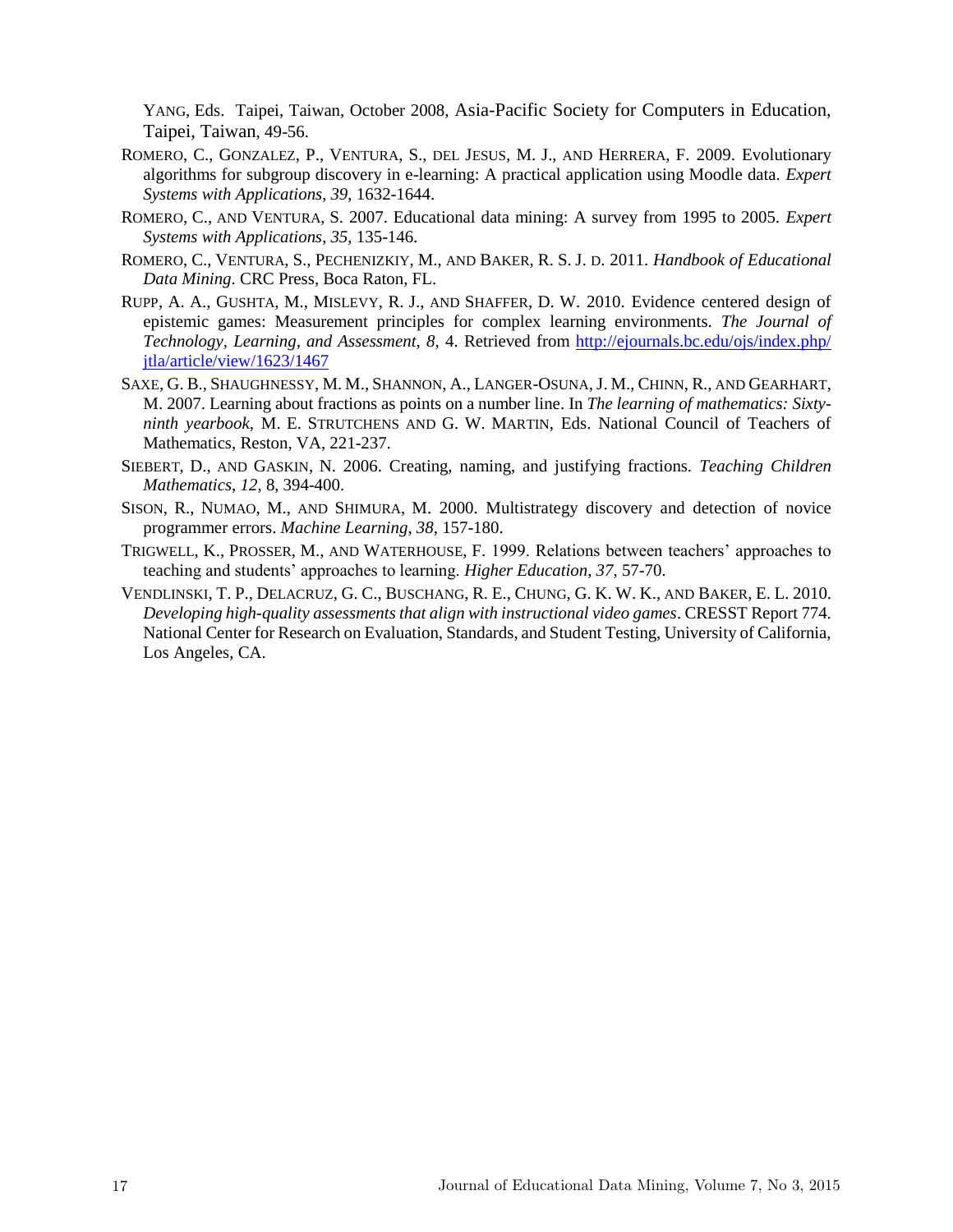YANG, Eds. Taipei, Taiwan, October 2008, Asia-Pacific Society for Computers in Education, Taipei, Taiwan, 49-56.

ROMERO, C., GONZALEZ, P., VENTURA, S., DEL JESUS, M. J., AND HERRERA, F. 2009. Evolutionary algorithms for subgroup discovery in e-learning: A practical application using Moodle data. *Expert Systems with Applications*, *39*, 1632-1644.

ROMERO, C., AND VENTURA, S. 2007. Educational data mining: A survey from 1995 to 2005. *Expert Systems with Applications*, *35*, 135-146.

ROMERO, C., VENTURA, S., PECHENIZKIY, M., AND BAKER, R. S. J. D. 2011. *Handbook of Educational Data Mining*. CRC Press, Boca Raton, FL.

RUPP, A. A., GUSHTA, M., MISLEVY, R. J., AND SHAFFER, D. W. 2010. Evidence centered design of epistemic games: Measurement principles for complex learning environments. *The Journal of Technology, Learning, and Assessment*, *8*, 4. Retrieved from http://ejournals.bc.edu/ojs/index.php/jtla/article/view/1623/1467

SAXE, G. B., SHAUGHNESSY, M. M., SHANNON, A., LANGER-OSUNA, J. M., CHINN, R., AND GEARHART, M. 2007. Learning about fractions as points on a number line. In *The learning of mathematics: Sixty-ninth yearbook*, M. E. STRUTCHENS AND G. W. MARTIN, Eds. National Council of Teachers of Mathematics, Reston, VA, 221-237.

SIEBERT, D., AND GASKIN, N. 2006. Creating, naming, and justifying fractions. *Teaching Children Mathematics*, *12*, 8, 394-400.

SISON, R., NUMAO, M., AND SHIMURA, M. 2000. Multistrategy discovery and detection of novice programmer errors. *Machine Learning*, *38*, 157-180.

TRIGWELL, K., PROSSER, M., AND WATERHOUSE, F. 1999. Relations between teachers' approaches to teaching and students' approaches to learning. *Higher Education*, *37*, 57-70.

VENDLINSKI, T. P., DELACRUZ, G. C., BUSCHANG, R. E., CHUNG, G. K. W. K., AND BAKER, E. L. 2010. *Developing high-quality assessments that align with instructional video games*. CRESST Report 774. National Center for Research on Evaluation, Standards, and Student Testing, University of California, Los Angeles, CA.